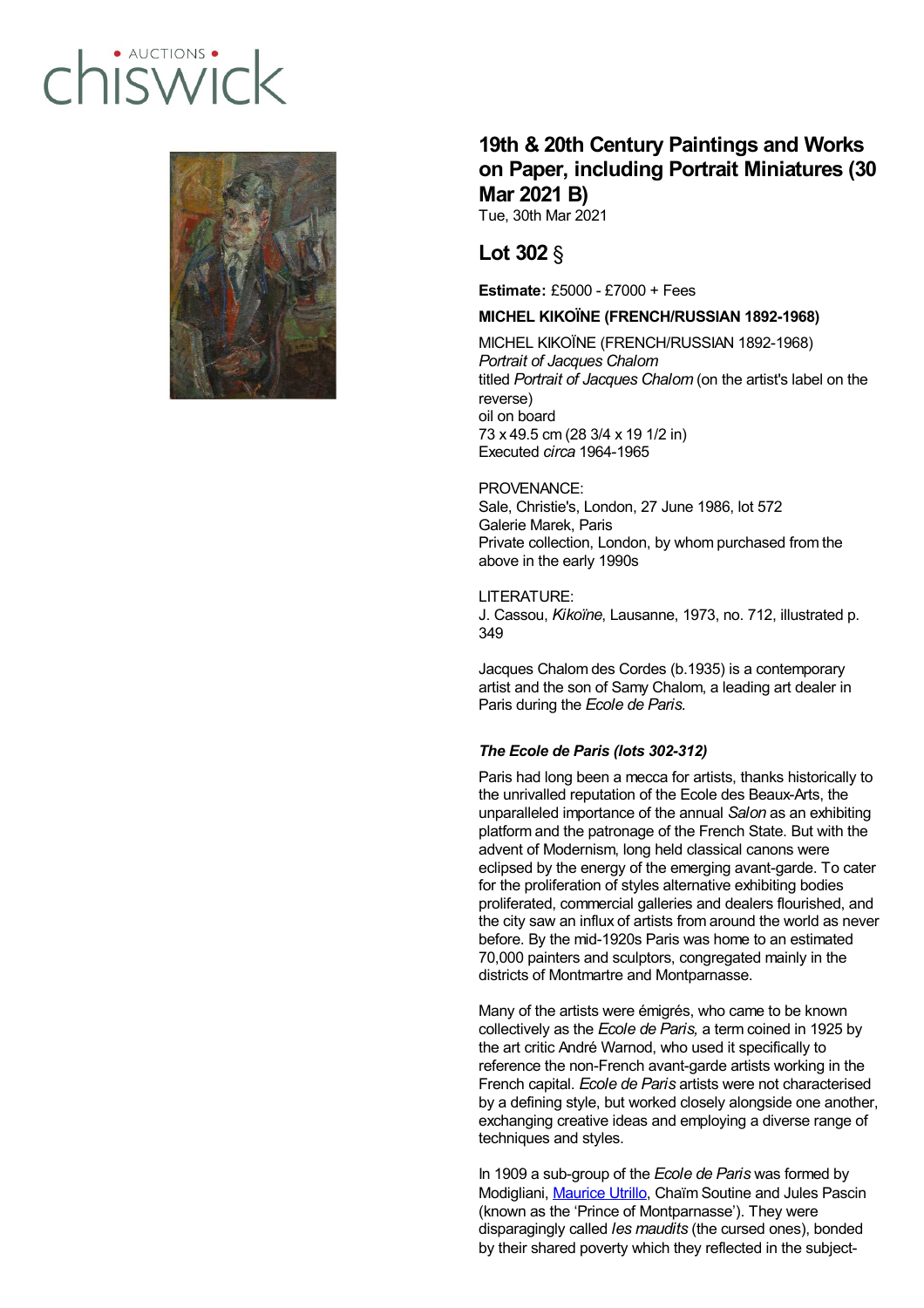chiswick • AUCTIONS •

# 19th & 20th Century Paintings and Works on Paper, including Portrait Miniatures (30 Mar 2021 B)

Tue, 30th Mar 2021

## Lot 302 §

**Estimate:** £5000 - £7000 + Fees

**MICHEL KIKOÏNE (FRENCH/RUSSIAN 1892-1968)**

MICHEL KIKOÏNE (FRENCH/RUSSIAN 1892-1968)
*Portrait of Jacques Chalom*
titled *Portrait of Jacques Chalom* (on the artist's label on the reverse)
oil on board
73 x 49.5 cm (28 3/4 x 19 1/2 in)
Executed *circa* 1964-1965

PROVENANCE:
Sale, Christie's, London, 27 June 1986, lot 572
Galerie Marek, Paris
Private collection, London, by whom purchased from the above in the early 1990s

LITERATURE:
J. Cassou, *Kikoïne*, Lausanne, 1973, no. 712, illustrated p. 349

Jacques Chalom des Cordes (b.1935) is a contemporary artist and the son of Samy Chalom, a leading art dealer in Paris during the *Ecole de Paris*.

***The Ecole de Paris (lots 302-312)***

Paris had long been a mecca for artists, thanks historically to the unrivalled reputation of the Ecole des Beaux-Arts, the unparalleled importance of the annual *Salon* as an exhibiting platform and the patronage of the French State. But with the advent of Modernism, long held classical canons were eclipsed by the energy of the emerging avant-garde. To cater for the proliferation of styles alternative exhibiting bodies proliferated, commercial galleries and dealers flourished, and the city saw an influx of artists from around the world as never before. By the mid-1920s Paris was home to an estimated 70,000 painters and sculptors, congregated mainly in the districts of Montmartre and Montparnasse.

Many of the artists were émigrés, who came to be known collectively as the *Ecole de Paris*, a term coined in 1925 by the art critic André Warnod, who used it specifically to reference the non-French avant-garde artists working in the French capital. *Ecole de Paris* artists were not characterised by a defining style, but worked closely alongside one another, exchanging creative ideas and employing a diverse range of techniques and styles.

In 1909 a sub-group of the *Ecole de Paris* was formed by Modigliani, Maurice Utrillo, Chaïm Soutine and Jules Pascin (known as the 'Prince of Montparnasse'). They were disparagingly called *les maudits* (the cursed ones), bonded by their shared poverty which they reflected in the subject-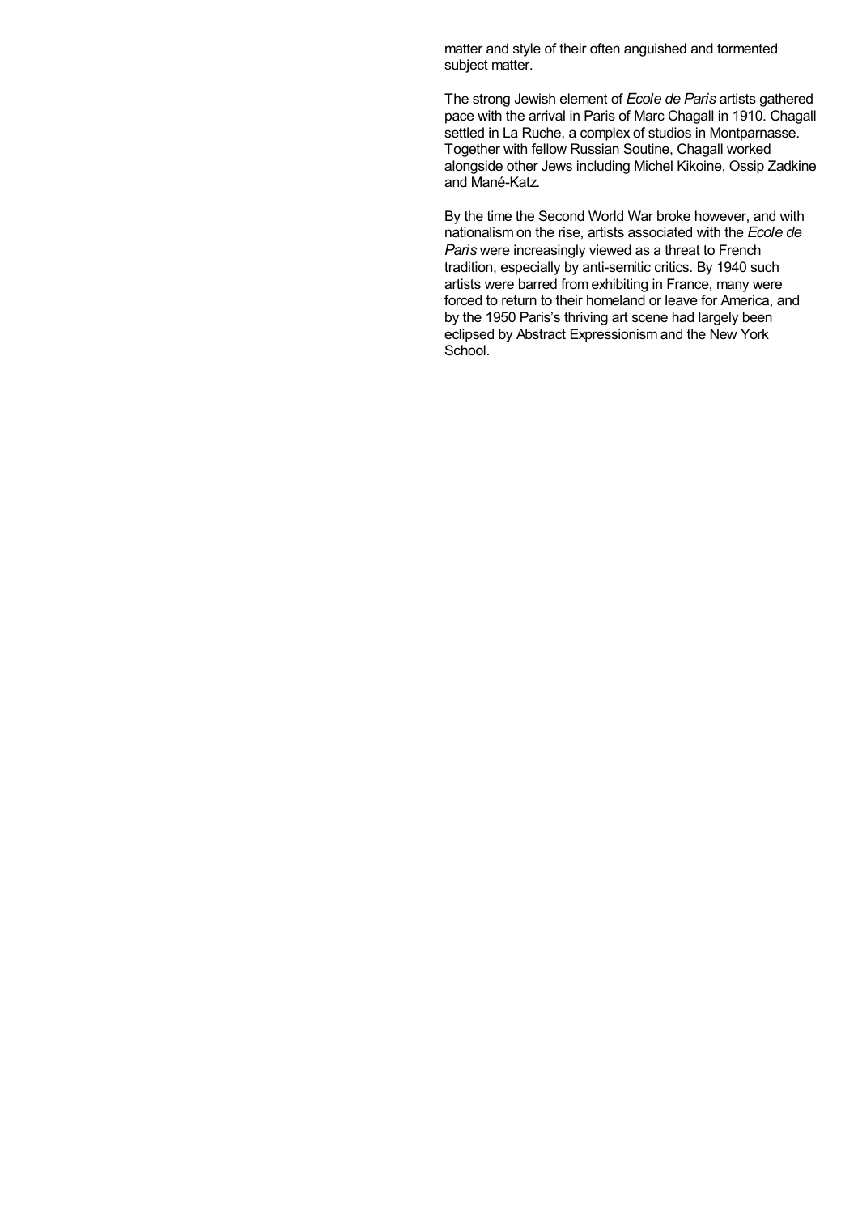matter and style of their often anguished and tormented subject matter.

The strong Jewish element of *Ecole de Paris* artists gathered pace with the arrival in Paris of Marc Chagall in 1910. Chagall settled in La Ruche, a complex of studios in Montparnasse. Together with fellow Russian Soutine, Chagall worked alongside other Jews including Michel Kikoine, Ossip Zadkine and Mané-Katz.

By the time the Second World War broke however, and with nationalism on the rise, artists associated with the *Ecole de Paris* were increasingly viewed as a threat to French tradition, especially by anti-semitic critics. By 1940 such artists were barred from exhibiting in France, many were forced to return to their homeland or leave for America, and by the 1950 Paris's thriving art scene had largely been eclipsed by Abstract Expressionism and the New York School.